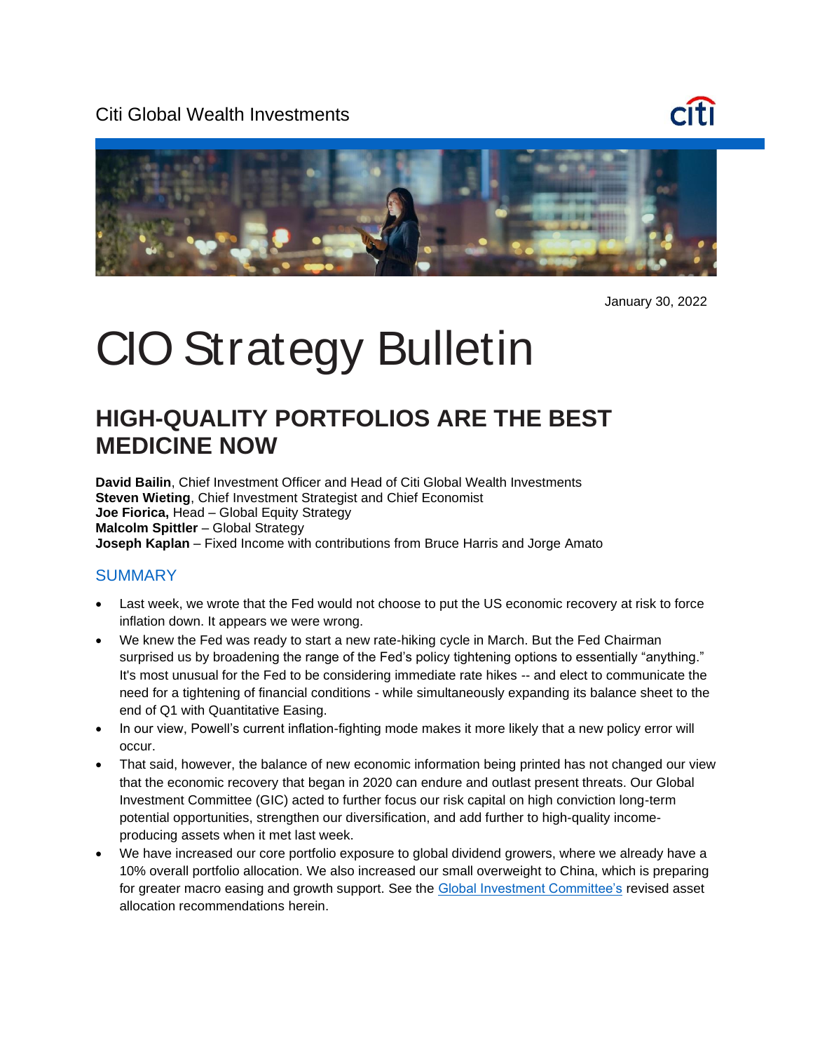Citi Global Wealth Investments

January 30, 2022

# CIO Strategy Bulletin

## HIGH-QUALITY PORTFOLIOS ARE THE BEST MEDICINE NOW

**David Bailin**, Chief Investment Officer and Head of Citi Global Wealth Investments
**Steven Wieting**, Chief Investment Strategist and Chief Economist
**Joe Fiorica,** Head – Global Equity Strategy
**Malcolm Spittler** – Global Strategy
**Joseph Kaplan** – Fixed Income with contributions from Bruce Harris and Jorge Amato

### SUMMARY

- Last week, we wrote that the Fed would not choose to put the US economic recovery at risk to force inflation down. It appears we were wrong.
- We knew the Fed was ready to start a new rate-hiking cycle in March. But the Fed Chairman surprised us by broadening the range of the Fed's policy tightening options to essentially "anything." It's most unusual for the Fed to be considering immediate rate hikes -- and elect to communicate the need for a tightening of financial conditions - while simultaneously expanding its balance sheet to the end of Q1 with Quantitative Easing.
- In our view, Powell's current inflation-fighting mode makes it more likely that a new policy error will occur.
- That said, however, the balance of new economic information being printed has not changed our view that the economic recovery that began in 2020 can endure and outlast present threats. Our Global Investment Committee (GIC) acted to further focus our risk capital on high conviction long-term potential opportunities, strengthen our diversification, and add further to high-quality income-producing assets when it met last week.
- We have increased our core portfolio exposure to global dividend growers, where we already have a 10% overall portfolio allocation. We also increased our small overweight to China, which is preparing for greater macro easing and growth support. See the Global Investment Committee's revised asset allocation recommendations herein.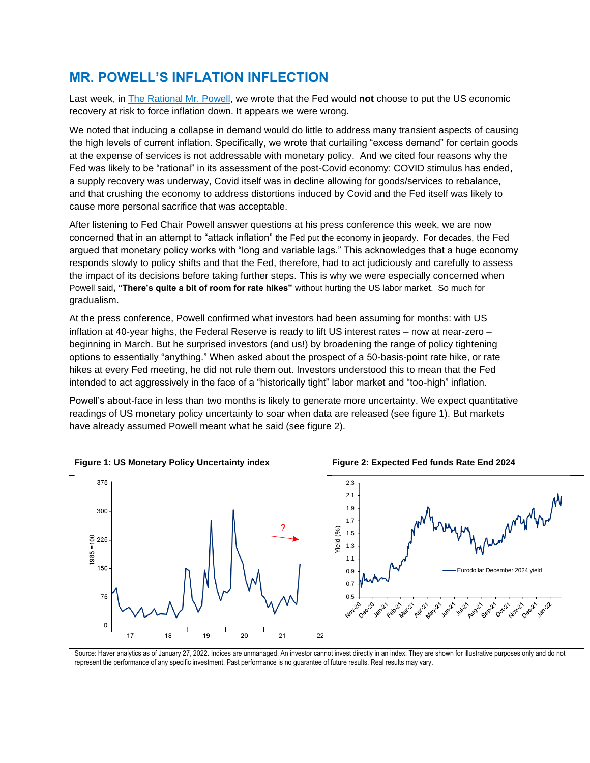## MR. POWELL'S INFLATION INFLECTION

Last week, in The Rational Mr. Powell, we wrote that the Fed would **not** choose to put the US economic recovery at risk to force inflation down. It appears we were wrong.

We noted that inducing a collapse in demand would do little to address many transient aspects of causing the high levels of current inflation. Specifically, we wrote that curtailing "excess demand" for certain goods at the expense of services is not addressable with monetary policy. And we cited four reasons why the Fed was likely to be "rational" in its assessment of the post-Covid economy: COVID stimulus has ended, a supply recovery was underway, Covid itself was in decline allowing for goods/services to rebalance, and that crushing the economy to address distortions induced by Covid and the Fed itself was likely to cause more personal sacrifice that was acceptable.

After listening to Fed Chair Powell answer questions at his press conference this week, we are now concerned that in an attempt to "attack inflation" the Fed put the economy in jeopardy. For decades, the Fed argued that monetary policy works with "long and variable lags." This acknowledges that a huge economy responds slowly to policy shifts and that the Fed, therefore, had to act judiciously and carefully to assess the impact of its decisions before taking further steps. This is why we were especially concerned when Powell said**, "There's quite a bit of room for rate hikes"** without hurting the US labor market. So much for gradualism.

At the press conference, Powell confirmed what investors had been assuming for months: with US inflation at 40-year highs, the Federal Reserve is ready to lift US interest rates – now at near-zero – beginning in March. But he surprised investors (and us!) by broadening the range of policy tightening options to essentially "anything." When asked about the prospect of a 50-basis-point rate hike, or rate hikes at every Fed meeting, he did not rule them out. Investors understood this to mean that the Fed intended to act aggressively in the face of a "historically tight" labor market and "too-high" inflation.

Powell's about-face in less than two months is likely to generate more uncertainty. We expect quantitative readings of US monetary policy uncertainty to soar when data are released (see figure 1). But markets have already assumed Powell meant what he said (see figure 2).

**Figure 1: US Monetary Policy Uncertainty index**

**Figure 2: Expected Fed funds Rate End 2024**

Source: Haver analytics as of January 27, 2022. Indices are unmanaged. An investor cannot invest directly in an index. They are shown for illustrative purposes only and do not represent the performance of any specific investment. Past performance is no guarantee of future results. Real results may vary.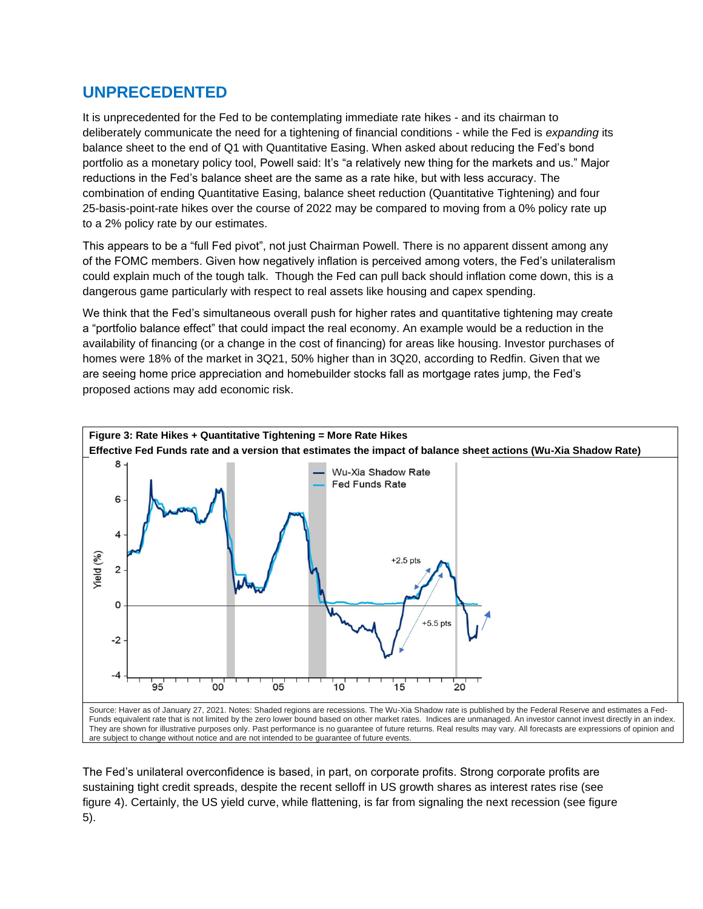## UNPRECEDENTED

It is unprecedented for the Fed to be contemplating immediate rate hikes - and its chairman to deliberately communicate the need for a tightening of financial conditions - while the Fed is *expanding* its balance sheet to the end of Q1 with Quantitative Easing. When asked about reducing the Fed's bond portfolio as a monetary policy tool, Powell said: It's "a relatively new thing for the markets and us." Major reductions in the Fed's balance sheet are the same as a rate hike, but with less accuracy. The combination of ending Quantitative Easing, balance sheet reduction (Quantitative Tightening) and four 25-basis-point-rate hikes over the course of 2022 may be compared to moving from a 0% policy rate up to a 2% policy rate by our estimates.

This appears to be a "full Fed pivot", not just Chairman Powell. There is no apparent dissent among any of the FOMC members. Given how negatively inflation is perceived among voters, the Fed's unilateralism could explain much of the tough talk. Though the Fed can pull back should inflation come down, this is a dangerous game particularly with respect to real assets like housing and capex spending.

We think that the Fed's simultaneous overall push for higher rates and quantitative tightening may create a "portfolio balance effect" that could impact the real economy. An example would be a reduction in the availability of financing (or a change in the cost of financing) for areas like housing. Investor purchases of homes were 18% of the market in 3Q21, 50% higher than in 3Q20, according to Redfin. Given that we are seeing home price appreciation and homebuilder stocks fall as mortgage rates jump, the Fed's proposed actions may add economic risk.

**Figure 3: Rate Hikes + Quantitative Tightening = More Rate Hikes**
**Effective Fed Funds rate and a version that estimates the impact of balance sheet actions (Wu-Xia Shadow Rate)**

Source: Haver as of January 27, 2021. Notes: Shaded regions are recessions. The Wu-Xia Shadow rate is published by the Federal Reserve and estimates a Fed-Funds equivalent rate that is not limited by the zero lower bound based on other market rates. Indices are unmanaged. An investor cannot invest directly in an index. They are shown for illustrative purposes only. Past performance is no guarantee of future returns. Real results may vary. All forecasts are expressions of opinion and are subject to change without notice and are not intended to be guarantee of future events.

The Fed's unilateral overconfidence is based, in part, on corporate profits. Strong corporate profits are sustaining tight credit spreads, despite the recent selloff in US growth shares as interest rates rise (see figure 4). Certainly, the US yield curve, while flattening, is far from signaling the next recession (see figure 5).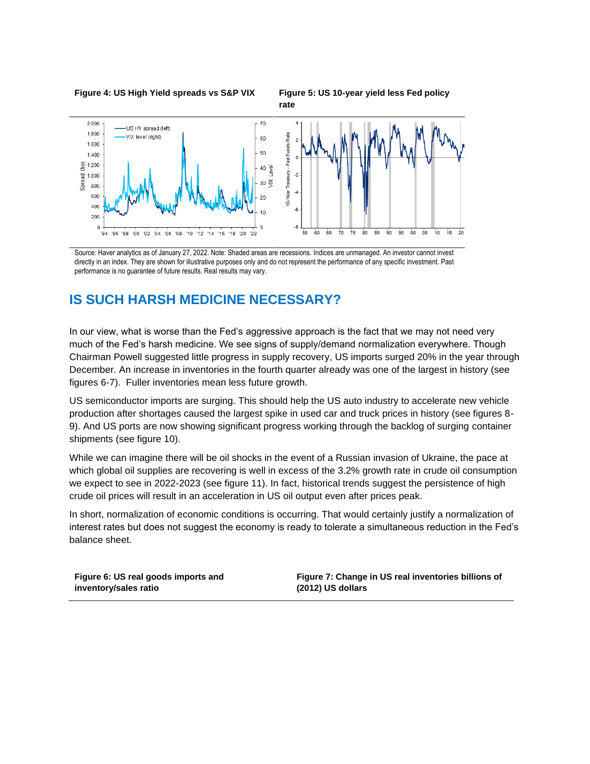**Figure 4: US High Yield spreads vs S&P VIX**

**Figure 5: US 10-year yield less Fed policy rate**

Source: Haver analytics as of January 27, 2022. Note: Shaded areas are recessions. Indices are unmanaged. An investor cannot invest directly in an index. They are shown for illustrative purposes only and do not represent the performance of any specific investment. Past performance is no guarantee of future results. Real results may vary.

## IS SUCH HARSH MEDICINE NECESSARY?

In our view, what is worse than the Fed's aggressive approach is the fact that we may not need very much of the Fed's harsh medicine. We see signs of supply/demand normalization everywhere. Though Chairman Powell suggested little progress in supply recovery, US imports surged 20% in the year through December. An increase in inventories in the fourth quarter already was one of the largest in history (see figures 6-7). Fuller inventories mean less future growth.

US semiconductor imports are surging. This should help the US auto industry to accelerate new vehicle production after shortages caused the largest spike in used car and truck prices in history (see figures 8-9). And US ports are now showing significant progress working through the backlog of surging container shipments (see figure 10).

While we can imagine there will be oil shocks in the event of a Russian invasion of Ukraine, the pace at which global oil supplies are recovering is well in excess of the 3.2% growth rate in crude oil consumption we expect to see in 2022-2023 (see figure 11). In fact, historical trends suggest the persistence of high crude oil prices will result in an acceleration in US oil output even after prices peak.

In short, normalization of economic conditions is occurring. That would certainly justify a normalization of interest rates but does not suggest the economy is ready to tolerate a simultaneous reduction in the Fed's balance sheet.

**Figure 6: US real goods imports and inventory/sales ratio**

**Figure 7: Change in US real inventories billions of (2012) US dollars**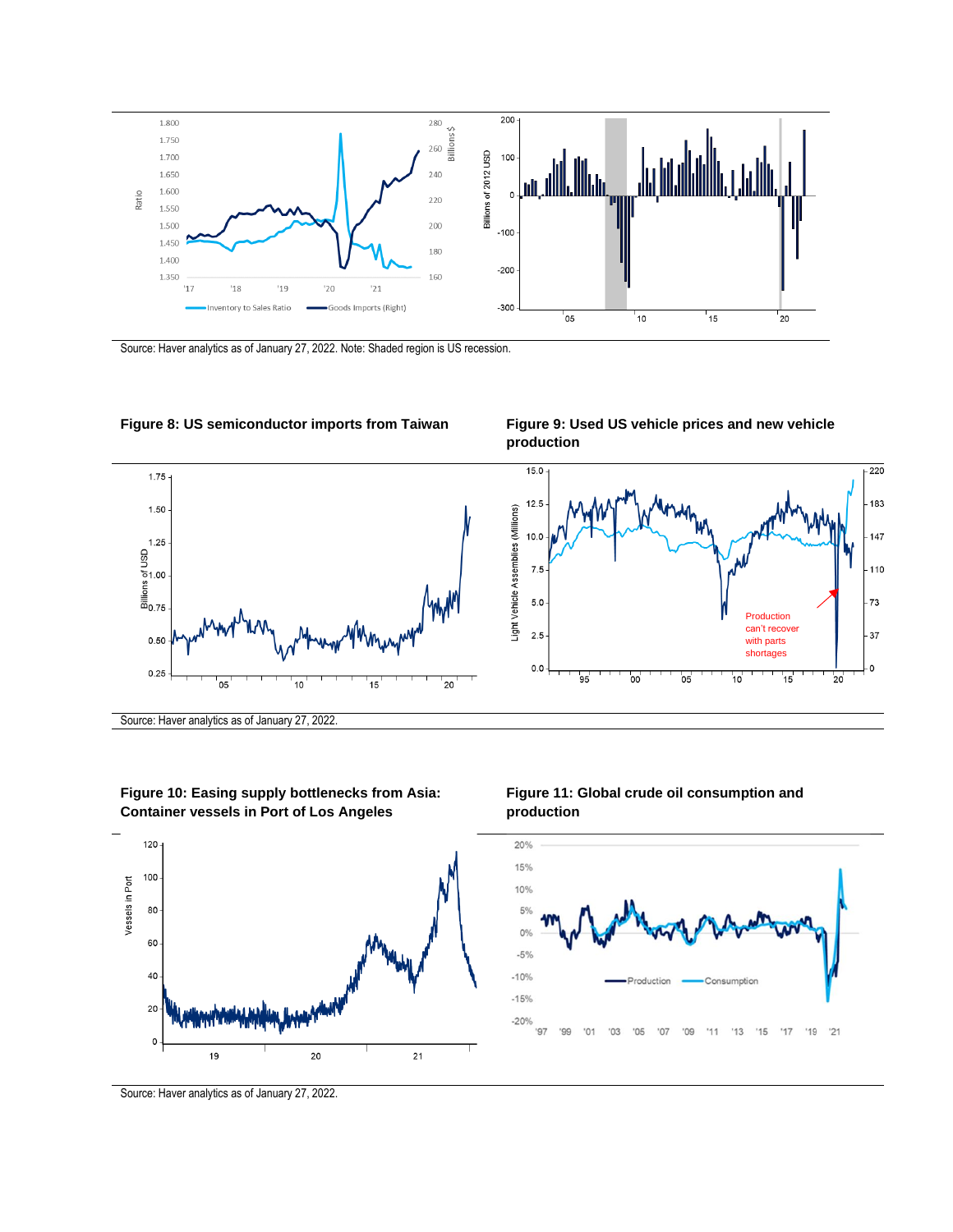Source: Haver analytics as of January 27, 2022. Note: Shaded region is US recession.

**Figure 8: US semiconductor imports from Taiwan**

**Figure 9: Used US vehicle prices and new vehicle production**

Source: Haver analytics as of January 27, 2022.

**Figure 10: Easing supply bottlenecks from Asia: Container vessels in Port of Los Angeles**

**Figure 11: Global crude oil consumption and production**

Source: Haver analytics as of January 27, 2022.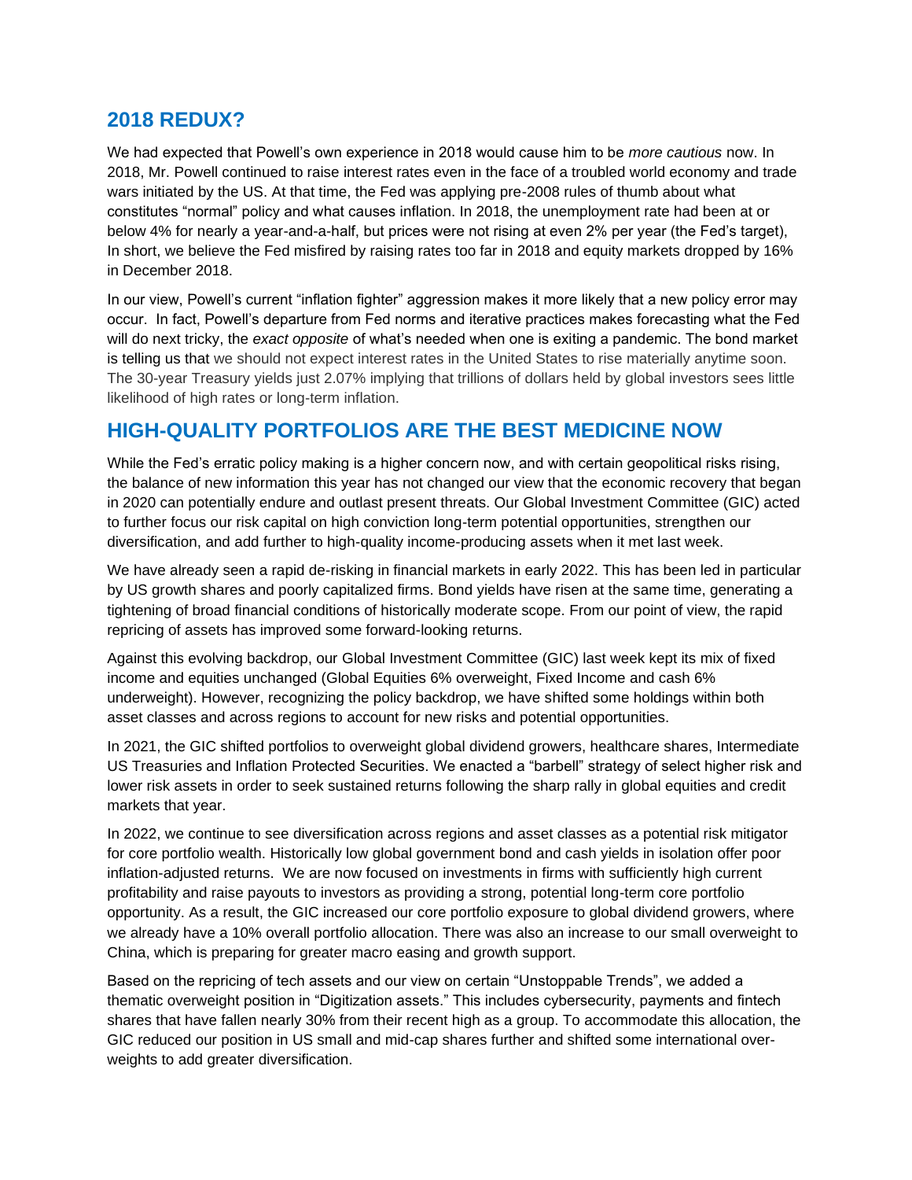## 2018 REDUX?

We had expected that Powell's own experience in 2018 would cause him to be *more cautious* now. In 2018, Mr. Powell continued to raise interest rates even in the face of a troubled world economy and trade wars initiated by the US. At that time, the Fed was applying pre-2008 rules of thumb about what constitutes "normal" policy and what causes inflation. In 2018, the unemployment rate had been at or below 4% for nearly a year-and-a-half, but prices were not rising at even 2% per year (the Fed's target), In short, we believe the Fed misfired by raising rates too far in 2018 and equity markets dropped by 16% in December 2018.

In our view, Powell's current "inflation fighter" aggression makes it more likely that a new policy error may occur. In fact, Powell's departure from Fed norms and iterative practices makes forecasting what the Fed will do next tricky, the *exact opposite* of what's needed when one is exiting a pandemic. The bond market is telling us that we should not expect interest rates in the United States to rise materially anytime soon. The 30-year Treasury yields just 2.07% implying that trillions of dollars held by global investors sees little likelihood of high rates or long-term inflation.

## HIGH-QUALITY PORTFOLIOS ARE THE BEST MEDICINE NOW

While the Fed's erratic policy making is a higher concern now, and with certain geopolitical risks rising, the balance of new information this year has not changed our view that the economic recovery that began in 2020 can potentially endure and outlast present threats. Our Global Investment Committee (GIC) acted to further focus our risk capital on high conviction long-term potential opportunities, strengthen our diversification, and add further to high-quality income-producing assets when it met last week.

We have already seen a rapid de-risking in financial markets in early 2022. This has been led in particular by US growth shares and poorly capitalized firms. Bond yields have risen at the same time, generating a tightening of broad financial conditions of historically moderate scope. From our point of view, the rapid repricing of assets has improved some forward-looking returns.

Against this evolving backdrop, our Global Investment Committee (GIC) last week kept its mix of fixed income and equities unchanged (Global Equities 6% overweight, Fixed Income and cash 6% underweight). However, recognizing the policy backdrop, we have shifted some holdings within both asset classes and across regions to account for new risks and potential opportunities.

In 2021, the GIC shifted portfolios to overweight global dividend growers, healthcare shares, Intermediate US Treasuries and Inflation Protected Securities. We enacted a "barbell" strategy of select higher risk and lower risk assets in order to seek sustained returns following the sharp rally in global equities and credit markets that year.

In 2022, we continue to see diversification across regions and asset classes as a potential risk mitigator for core portfolio wealth. Historically low global government bond and cash yields in isolation offer poor inflation-adjusted returns. We are now focused on investments in firms with sufficiently high current profitability and raise payouts to investors as providing a strong, potential long-term core portfolio opportunity. As a result, the GIC increased our core portfolio exposure to global dividend growers, where we already have a 10% overall portfolio allocation. There was also an increase to our small overweight to China, which is preparing for greater macro easing and growth support.

Based on the repricing of tech assets and our view on certain "Unstoppable Trends", we added a thematic overweight position in "Digitization assets." This includes cybersecurity, payments and fintech shares that have fallen nearly 30% from their recent high as a group. To accommodate this allocation, the GIC reduced our position in US small and mid-cap shares further and shifted some international over-weights to add greater diversification.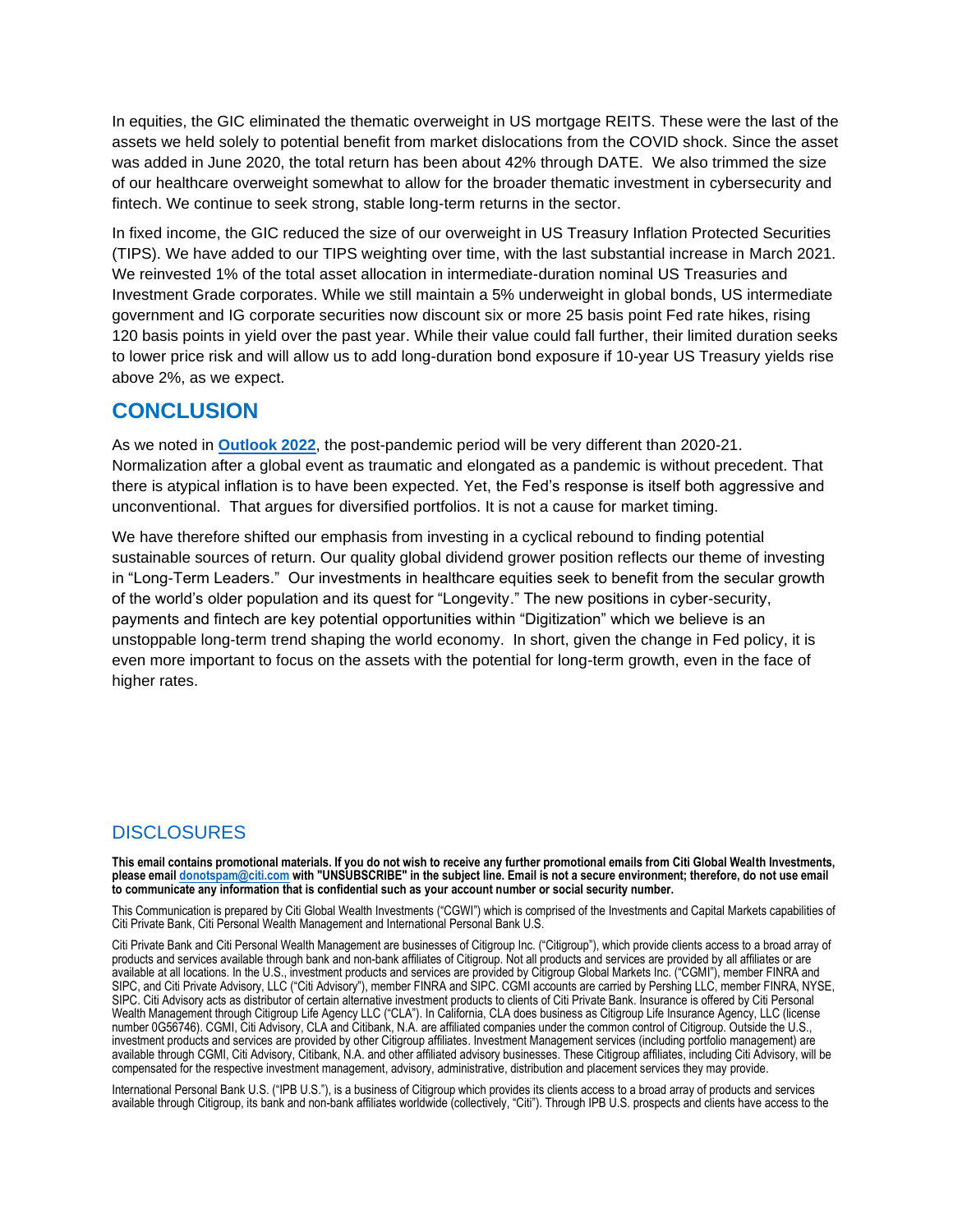In equities, the GIC eliminated the thematic overweight in US mortgage REITS. These were the last of the assets we held solely to potential benefit from market dislocations from the COVID shock. Since the asset was added in June 2020, the total return has been about 42% through DATE. We also trimmed the size of our healthcare overweight somewhat to allow for the broader thematic investment in cybersecurity and fintech. We continue to seek strong, stable long-term returns in the sector.

In fixed income, the GIC reduced the size of our overweight in US Treasury Inflation Protected Securities (TIPS). We have added to our TIPS weighting over time, with the last substantial increase in March 2021. We reinvested 1% of the total asset allocation in intermediate-duration nominal US Treasuries and Investment Grade corporates. While we still maintain a 5% underweight in global bonds, US intermediate government and IG corporate securities now discount six or more 25 basis point Fed rate hikes, rising 120 basis points in yield over the past year. While their value could fall further, their limited duration seeks to lower price risk and will allow us to add long-duration bond exposure if 10-year US Treasury yields rise above 2%, as we expect.

## CONCLUSION

As we noted in **Outlook 2022**, the post-pandemic period will be very different than 2020-21. Normalization after a global event as traumatic and elongated as a pandemic is without precedent. That there is atypical inflation is to have been expected. Yet, the Fed's response is itself both aggressive and unconventional. That argues for diversified portfolios. It is not a cause for market timing.

We have therefore shifted our emphasis from investing in a cyclical rebound to finding potential sustainable sources of return. Our quality global dividend grower position reflects our theme of investing in "Long-Term Leaders." Our investments in healthcare equities seek to benefit from the secular growth of the world's older population and its quest for "Longevity." The new positions in cyber-security, payments and fintech are key potential opportunities within "Digitization" which we believe is an unstoppable long-term trend shaping the world economy. In short, given the change in Fed policy, it is even more important to focus on the assets with the potential for long-term growth, even in the face of higher rates.

## DISCLOSURES

**This email contains promotional materials. If you do not wish to receive any further promotional emails from Citi Global Wealth Investments, please email donotspam@citi.com with "UNSUBSCRIBE" in the subject line. Email is not a secure environment; therefore, do not use email to communicate any information that is confidential such as your account number or social security number.**

This Communication is prepared by Citi Global Wealth Investments ("CGWI") which is comprised of the Investments and Capital Markets capabilities of Citi Private Bank, Citi Personal Wealth Management and International Personal Bank U.S.

Citi Private Bank and Citi Personal Wealth Management are businesses of Citigroup Inc. ("Citigroup"), which provide clients access to a broad array of products and services available through bank and non-bank affiliates of Citigroup. Not all products and services are provided by all affiliates or are available at all locations. In the U.S., investment products and services are provided by Citigroup Global Markets Inc. ("CGMI"), member FINRA and SIPC, and Citi Private Advisory, LLC ("Citi Advisory"), member FINRA and SIPC. CGMI accounts are carried by Pershing LLC, member FINRA, NYSE, SIPC. Citi Advisory acts as distributor of certain alternative investment products to clients of Citi Private Bank. Insurance is offered by Citi Personal Wealth Management through Citigroup Life Agency LLC ("CLA"). In California, CLA does business as Citigroup Life Insurance Agency, LLC (license number 0G56746). CGMI, Citi Advisory, CLA and Citibank, N.A. are affiliated companies under the common control of Citigroup. Outside the U.S., investment products and services are provided by other Citigroup affiliates. Investment Management services (including portfolio management) are available through CGMI, Citi Advisory, Citibank, N.A. and other affiliated advisory businesses. These Citigroup affiliates, including Citi Advisory, will be compensated for the respective investment management, advisory, administrative, distribution and placement services they may provide.

International Personal Bank U.S. ("IPB U.S."), is a business of Citigroup which provides its clients access to a broad array of products and services available through Citigroup, its bank and non-bank affiliates worldwide (collectively, "Citi"). Through IPB U.S. prospects and clients have access to the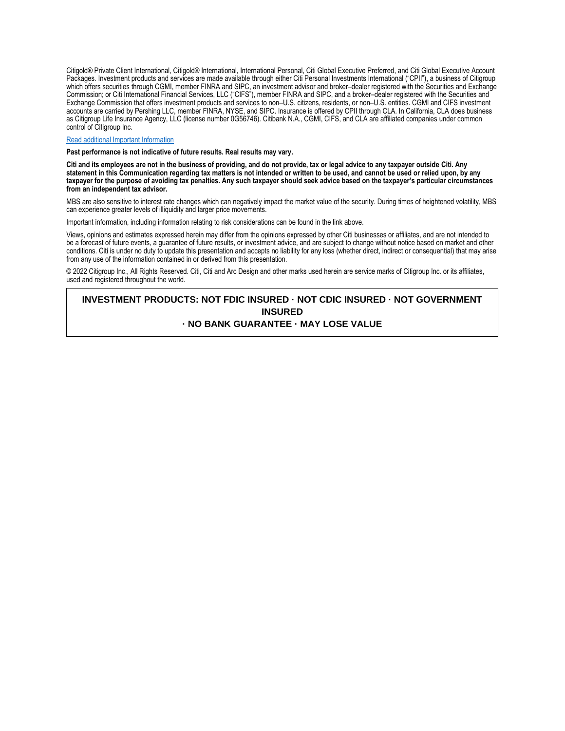Citigold® Private Client International, Citigold® International, International Personal, Citi Global Executive Preferred, and Citi Global Executive Account Packages. Investment products and services are made available through either Citi Personal Investments International ("CPII"), a business of Citigroup which offers securities through CGMI, member FINRA and SIPC, an investment advisor and broker–dealer registered with the Securities and Exchange Commission; or Citi International Financial Services, LLC ("CIFS"), member FINRA and SIPC, and a broker–dealer registered with the Securities and Exchange Commission that offers investment products and services to non–U.S. citizens, residents, or non–U.S. entities. CGMI and CIFS investment accounts are carried by Pershing LLC, member FINRA, NYSE, and SIPC. Insurance is offered by CPII through CLA. In California, CLA does business as Citigroup Life Insurance Agency, LLC (license number 0G56746). Citibank N.A., CGMI, CIFS, and CLA are affiliated companies under common control of Citigroup Inc.

Read additional Important Information

**Past performance is not indicative of future results. Real results may vary.**

**Citi and its employees are not in the business of providing, and do not provide, tax or legal advice to any taxpayer outside Citi. Any statement in this Communication regarding tax matters is not intended or written to be used, and cannot be used or relied upon, by any taxpayer for the purpose of avoiding tax penalties. Any such taxpayer should seek advice based on the taxpayer's particular circumstances from an independent tax advisor.**

MBS are also sensitive to interest rate changes which can negatively impact the market value of the security. During times of heightened volatility, MBS can experience greater levels of illiquidity and larger price movements.

Important information, including information relating to risk considerations can be found in the link above.

Views, opinions and estimates expressed herein may differ from the opinions expressed by other Citi businesses or affiliates, and are not intended to be a forecast of future events, a guarantee of future results, or investment advice, and are subject to change without notice based on market and other conditions. Citi is under no duty to update this presentation and accepts no liability for any loss (whether direct, indirect or consequential) that may arise from any use of the information contained in or derived from this presentation.

© 2022 Citigroup Inc., All Rights Reserved. Citi, Citi and Arc Design and other marks used herein are service marks of Citigroup Inc. or its affiliates, used and registered throughout the world.

**INVESTMENT PRODUCTS: NOT FDIC INSURED · NOT CDIC INSURED · NOT GOVERNMENT INSURED · NO BANK GUARANTEE · MAY LOSE VALUE**